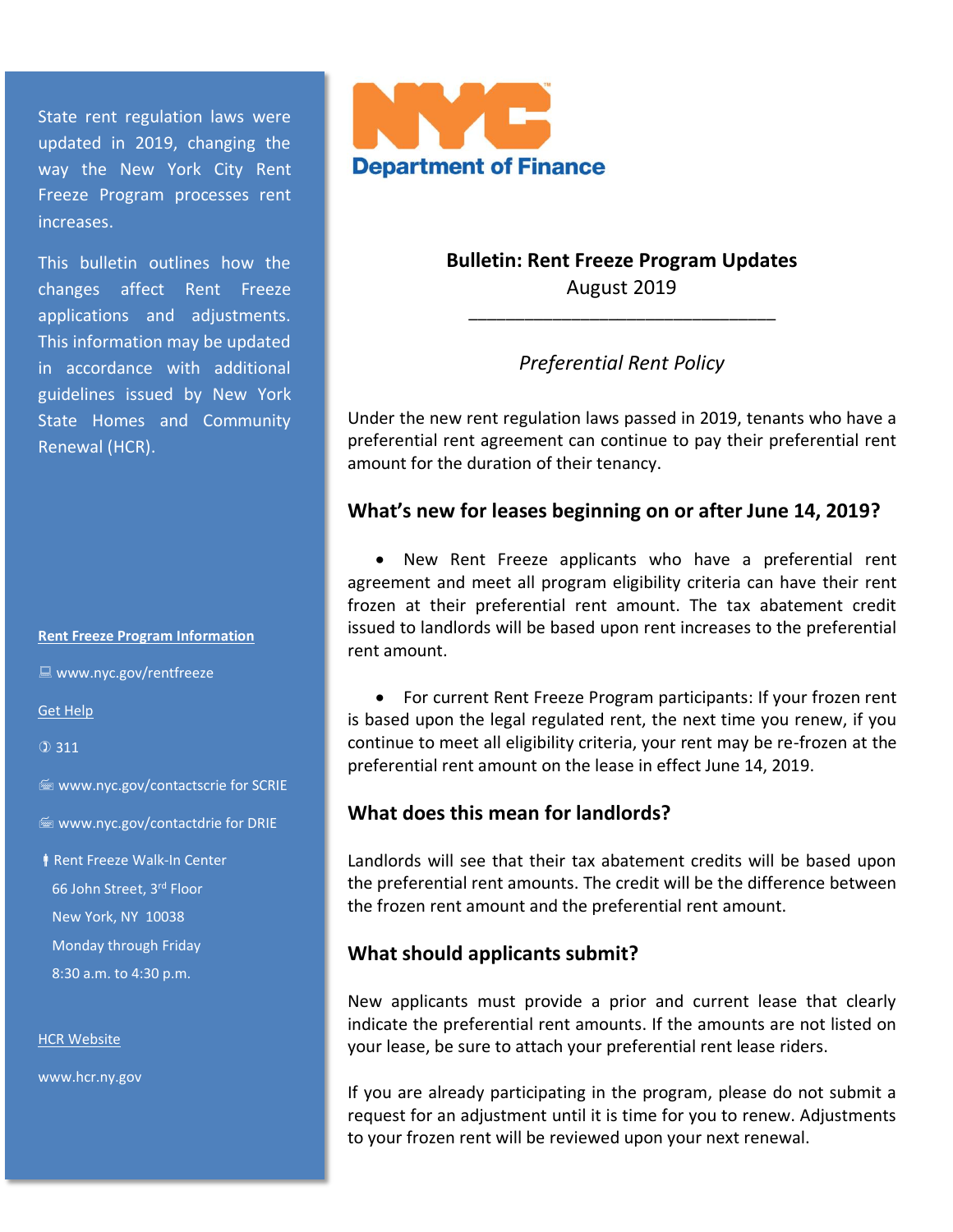State rent regulation laws were updated in 2019, changing the way the New York City Rent Freeze Program processes rent increases.

This bulletin outlines how the changes affect Rent Freeze applications and adjustments. This information may be updated in accordance with additional guidelines issued by New York State Homes and Community Renewal (HCR).

**Rent Freeze Program Information**

www.nyc.gov/rentfreeze

**Get Help**

311

www.nyc.gov/contactscrie for SCRIE

www.nyc.gov/contactdrie for DRIE

Rent Freeze Walk-In Center
66 John Street, 3rd Floor
New York, NY 10038
Monday through Friday
8:30 a.m. to 4:30 p.m.

**HCR Website**

www.hcr.ny.gov

NYC Department of Finance

# Bulletin: Rent Freeze Program Updates

August 2019

*Preferential Rent Policy*

Under the new rent regulation laws passed in 2019, tenants who have a preferential rent agreement can continue to pay their preferential rent amount for the duration of their tenancy.

## What's new for leases beginning on or after June 14, 2019?

- New Rent Freeze applicants who have a preferential rent agreement and meet all program eligibility criteria can have their rent frozen at their preferential rent amount. The tax abatement credit issued to landlords will be based upon rent increases to the preferential rent amount.

- For current Rent Freeze Program participants: If your frozen rent is based upon the legal regulated rent, the next time you renew, if you continue to meet all eligibility criteria, your rent may be re-frozen at the preferential rent amount on the lease in effect June 14, 2019.

## What does this mean for landlords?

Landlords will see that their tax abatement credits will be based upon the preferential rent amounts. The credit will be the difference between the frozen rent amount and the preferential rent amount.

## What should applicants submit?

New applicants must provide a prior and current lease that clearly indicate the preferential rent amounts. If the amounts are not listed on your lease, be sure to attach your preferential rent lease riders.

If you are already participating in the program, please do not submit a request for an adjustment until it is time for you to renew. Adjustments to your frozen rent will be reviewed upon your next renewal.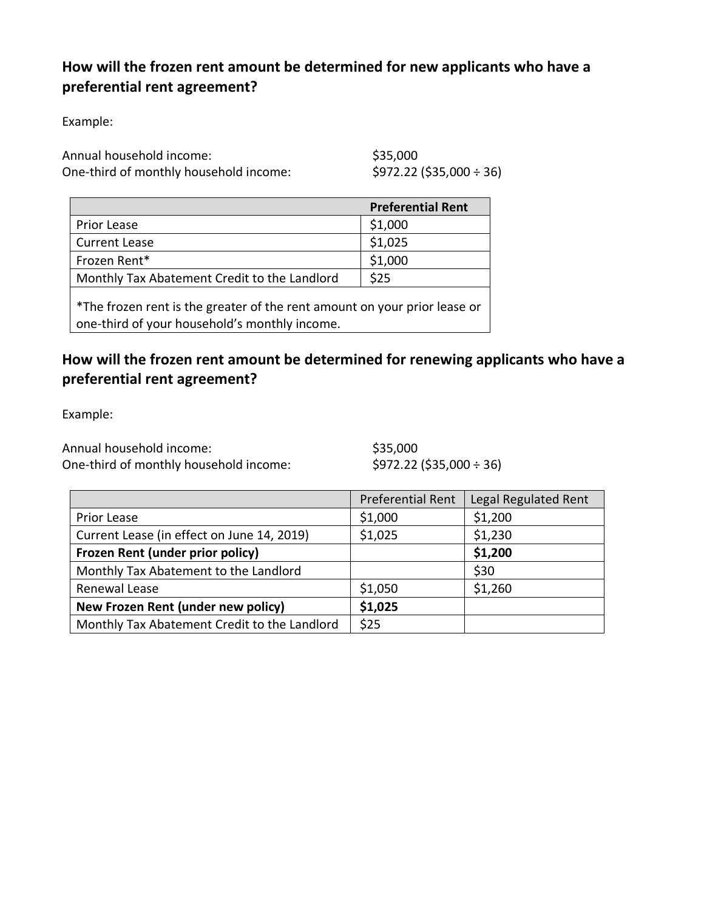## How will the frozen rent amount be determined for new applicants who have a preferential rent agreement?

Example:

Annual household income: $35,000
One-third of monthly household income: $972.22 ($35,000 ÷ 36)

| | **Preferential Rent** |
|---|---|
| Prior Lease | $1,000 |
| Current Lease | $1,025 |
| Frozen Rent* | $1,000 |
| Monthly Tax Abatement Credit to the Landlord | $25 |

*The frozen rent is the greater of the rent amount on your prior lease or one-third of your household's monthly income.

## How will the frozen rent amount be determined for renewing applicants who have a preferential rent agreement?

Example:

Annual household income: $35,000
One-third of monthly household income: $972.22 ($35,000 ÷ 36)

| | Preferential Rent | Legal Regulated Rent |
|---|---|---|
| Prior Lease | $1,000 | $1,200 |
| Current Lease (in effect on June 14, 2019) | $1,025 | $1,230 |
| **Frozen Rent (under prior policy)** | | **$1,200** |
| Monthly Tax Abatement to the Landlord | | $30 |
| Renewal Lease | $1,050 | $1,260 |
| **New Frozen Rent (under new policy)** | **$1,025** | |
| Monthly Tax Abatement Credit to the Landlord | $25 | |